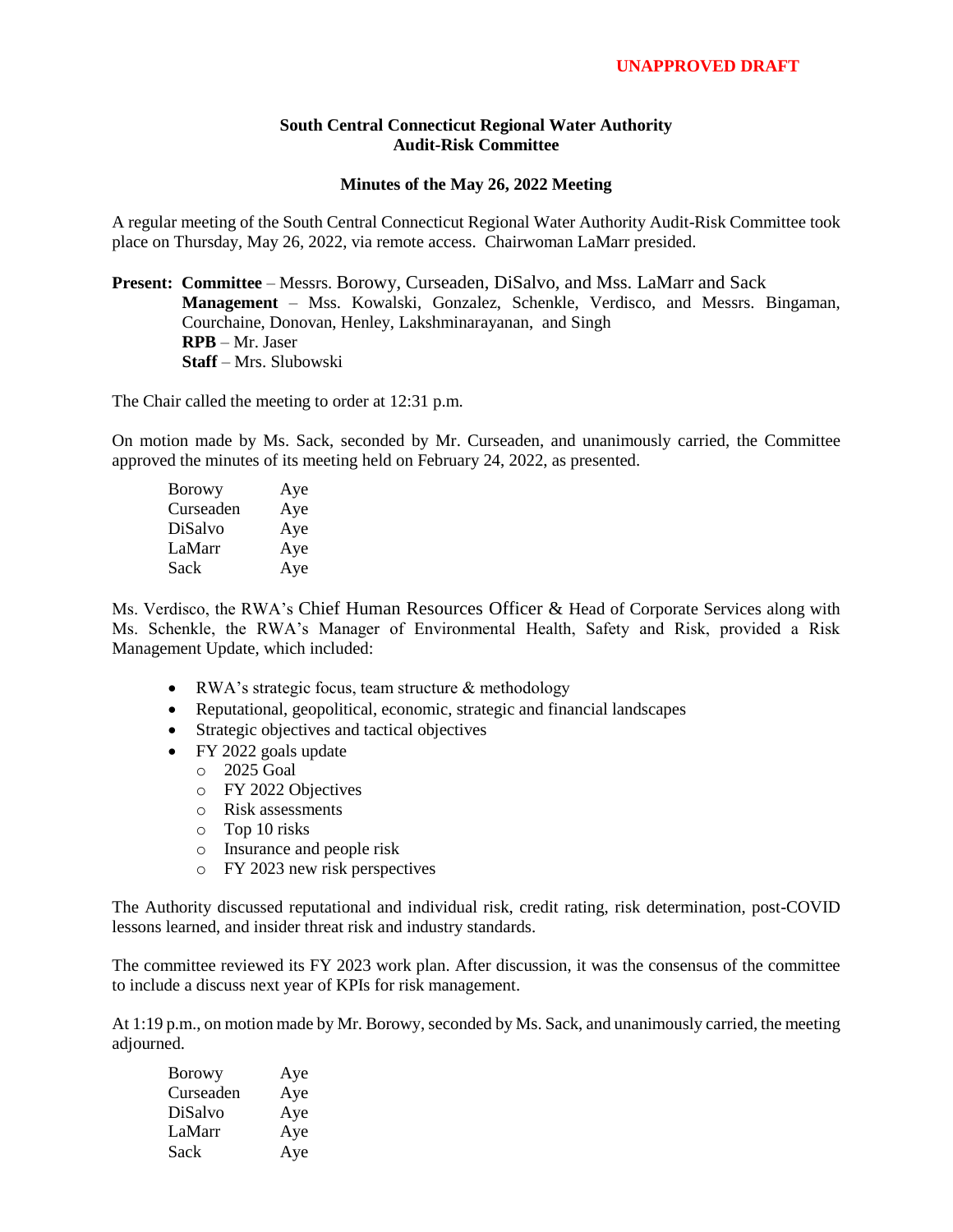**UNAPPROVED DRAFT**

**South Central Connecticut Regional Water Authority**
**Audit-Risk Committee**

**Minutes of the May 26, 2022 Meeting**

A regular meeting of the South Central Connecticut Regional Water Authority Audit-Risk Committee took place on Thursday, May 26, 2022, via remote access. Chairwoman LaMarr presided.

**Present:** **Committee** – Messrs. Borowy, Curseaden, DiSalvo, and Mss. LaMarr and Sack
**Management** – Mss. Kowalski, Gonzalez, Schenkle, Verdisco, and Messrs. Bingaman, Courchaine, Donovan, Henley, Lakshminarayanan, and Singh
**RPB** – Mr. Jaser
**Staff** – Mrs. Slubowski

The Chair called the meeting to order at 12:31 p.m.

On motion made by Ms. Sack, seconded by Mr. Curseaden, and unanimously carried, the Committee approved the minutes of its meeting held on February 24, 2022, as presented.

| | |
|---|---|
| Borowy | Aye |
| Curseaden | Aye |
| DiSalvo | Aye |
| LaMarr | Aye |
| Sack | Aye |

Ms. Verdisco, the RWA's Chief Human Resources Officer & Head of Corporate Services along with Ms. Schenkle, the RWA's Manager of Environmental Health, Safety and Risk, provided a Risk Management Update, which included:

- RWA's strategic focus, team structure & methodology
- Reputational, geopolitical, economic, strategic and financial landscapes
- Strategic objectives and tactical objectives
- FY 2022 goals update
  - 2025 Goal
  - FY 2022 Objectives
  - Risk assessments
  - Top 10 risks
  - Insurance and people risk
  - FY 2023 new risk perspectives

The Authority discussed reputational and individual risk, credit rating, risk determination, post-COVID lessons learned, and insider threat risk and industry standards.

The committee reviewed its FY 2023 work plan. After discussion, it was the consensus of the committee to include a discuss next year of KPIs for risk management.

At 1:19 p.m., on motion made by Mr. Borowy, seconded by Ms. Sack, and unanimously carried, the meeting adjourned.

| | |
|---|---|
| Borowy | Aye |
| Curseaden | Aye |
| DiSalvo | Aye |
| LaMarr | Aye |
| Sack | Aye |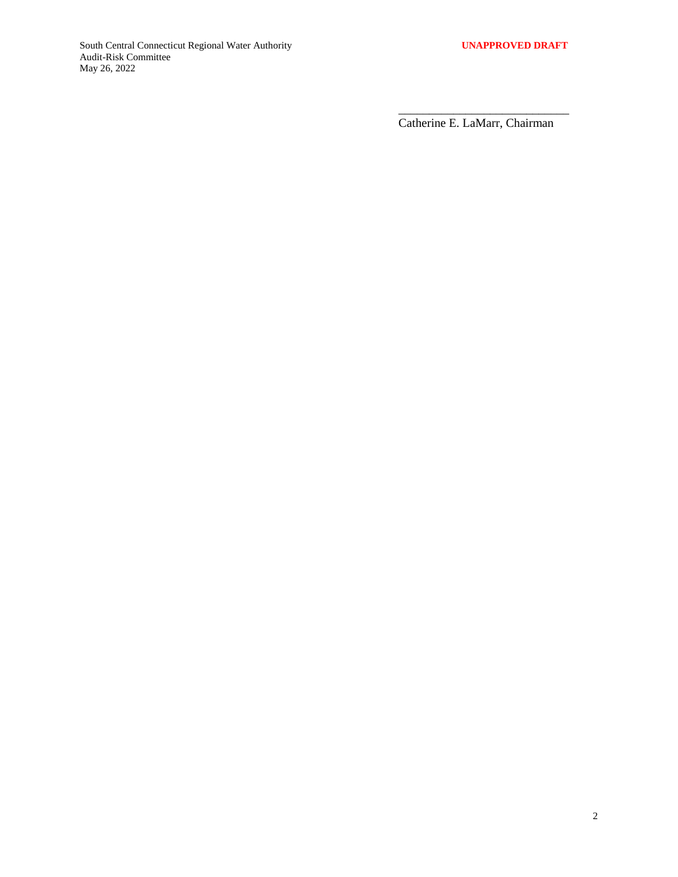_____________________________

Catherine E. LaMarr, Chairman